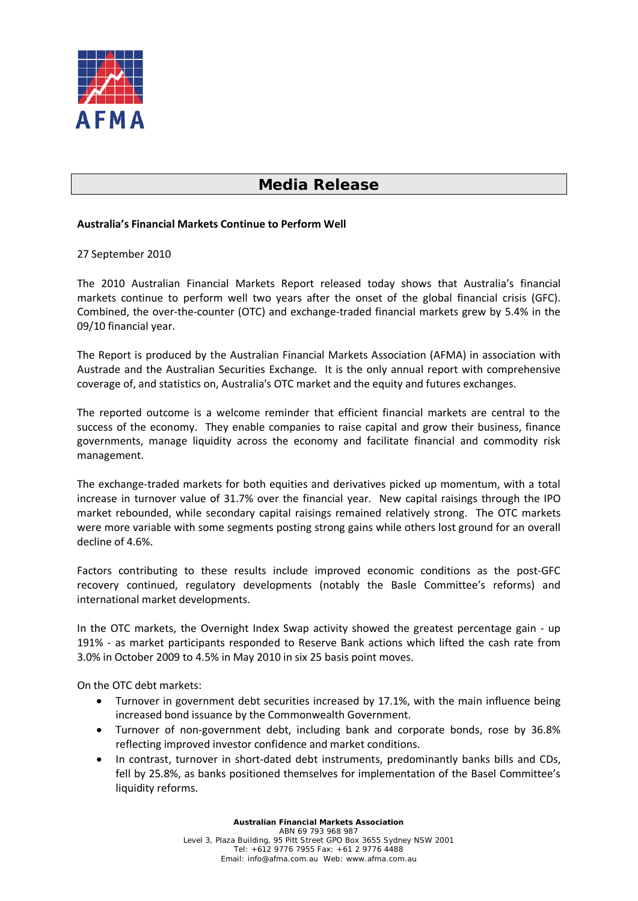AFMA

# Media Release

**Australia's Financial Markets Continue to Perform Well**

27 September 2010

The 2010 Australian Financial Markets Report released today shows that Australia's financial markets continue to perform well two years after the onset of the global financial crisis (GFC). Combined, the over-the-counter (OTC) and exchange-traded financial markets grew by 5.4% in the 09/10 financial year.

The Report is produced by the Australian Financial Markets Association (AFMA) in association with Austrade and the Australian Securities Exchange. It is the only annual report with comprehensive coverage of, and statistics on, Australia's OTC market and the equity and futures exchanges.

The reported outcome is a welcome reminder that efficient financial markets are central to the success of the economy. They enable companies to raise capital and grow their business, finance governments, manage liquidity across the economy and facilitate financial and commodity risk management.

The exchange-traded markets for both equities and derivatives picked up momentum, with a total increase in turnover value of 31.7% over the financial year. New capital raisings through the IPO market rebounded, while secondary capital raisings remained relatively strong. The OTC markets were more variable with some segments posting strong gains while others lost ground for an overall decline of 4.6%.

Factors contributing to these results include improved economic conditions as the post-GFC recovery continued, regulatory developments (notably the Basle Committee's reforms) and international market developments.

In the OTC markets, the Overnight Index Swap activity showed the greatest percentage gain - up 191% - as market participants responded to Reserve Bank actions which lifted the cash rate from 3.0% in October 2009 to 4.5% in May 2010 in six 25 basis point moves.

On the OTC debt markets:

- Turnover in government debt securities increased by 17.1%, with the main influence being increased bond issuance by the Commonwealth Government.
- Turnover of non-government debt, including bank and corporate bonds, rose by 36.8% reflecting improved investor confidence and market conditions.
- In contrast, turnover in short-dated debt instruments, predominantly banks bills and CDs, fell by 25.8%, as banks positioned themselves for implementation of the Basel Committee's liquidity reforms.

**Australian Financial Markets Association**
ABN 69 793 968 987
Level 3, Plaza Building, 95 Pitt Street GPO Box 3655 Sydney NSW 2001
Tel: +612 9776 7955 Fax: +61 2 9776 4488
Email: info@afma.com.au Web: www.afma.com.au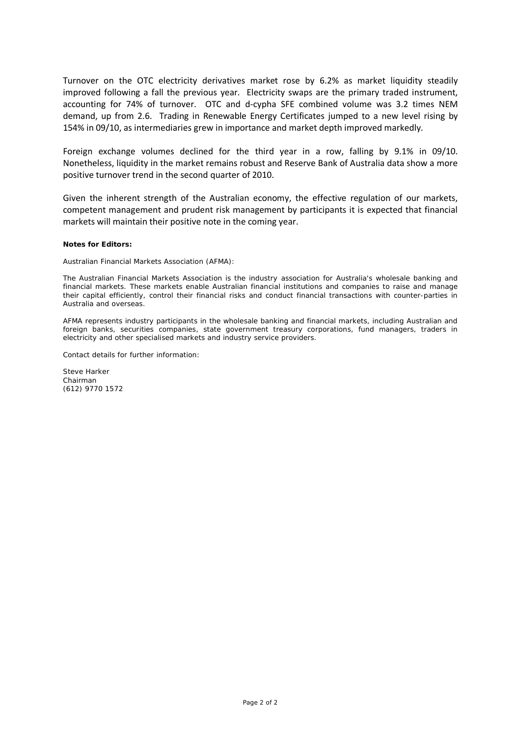Turnover on the OTC electricity derivatives market rose by 6.2% as market liquidity steadily improved following a fall the previous year. Electricity swaps are the primary traded instrument, accounting for 74% of turnover. OTC and d-cypha SFE combined volume was 3.2 times NEM demand, up from 2.6. Trading in Renewable Energy Certificates jumped to a new level rising by 154% in 09/10, as intermediaries grew in importance and market depth improved markedly.

Foreign exchange volumes declined for the third year in a row, falling by 9.1% in 09/10. Nonetheless, liquidity in the market remains robust and Reserve Bank of Australia data show a more positive turnover trend in the second quarter of 2010.

Given the inherent strength of the Australian economy, the effective regulation of our markets, competent management and prudent risk management by participants it is expected that financial markets will maintain their positive note in the coming year.

**Notes for Editors:**

Australian Financial Markets Association (AFMA):

The Australian Financial Markets Association is the industry association for Australia's wholesale banking and financial markets. These markets enable Australian financial institutions and companies to raise and manage their capital efficiently, control their financial risks and conduct financial transactions with counter-parties in Australia and overseas.

AFMA represents industry participants in the wholesale banking and financial markets, including Australian and foreign banks, securities companies, state government treasury corporations, fund managers, traders in electricity and other specialised markets and industry service providers.

Contact details for further information:

Steve Harker
Chairman
(612) 9770 1572